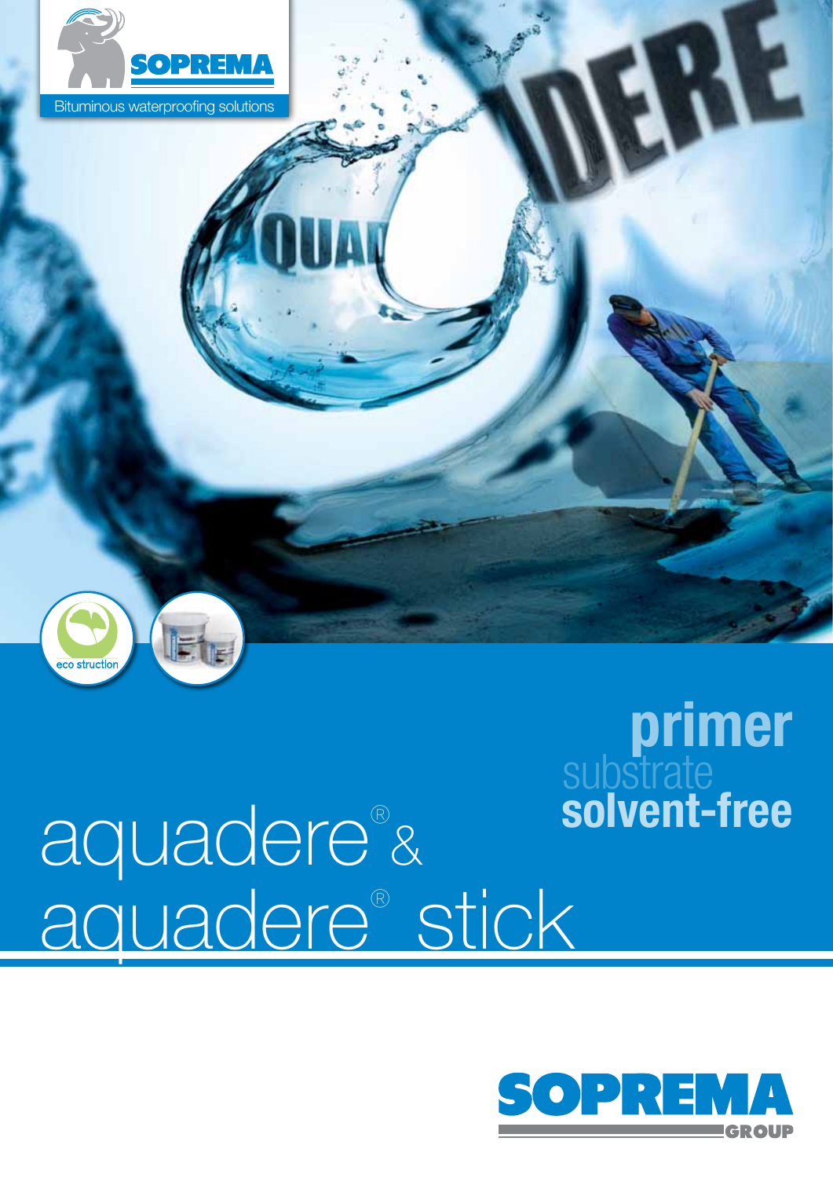SOPREMA

Bituminous waterproofing solutions

eco struction

**primer**

substrate

**solvent-free**

# aquadere® & aquadere® stick

SOPREMA GROUP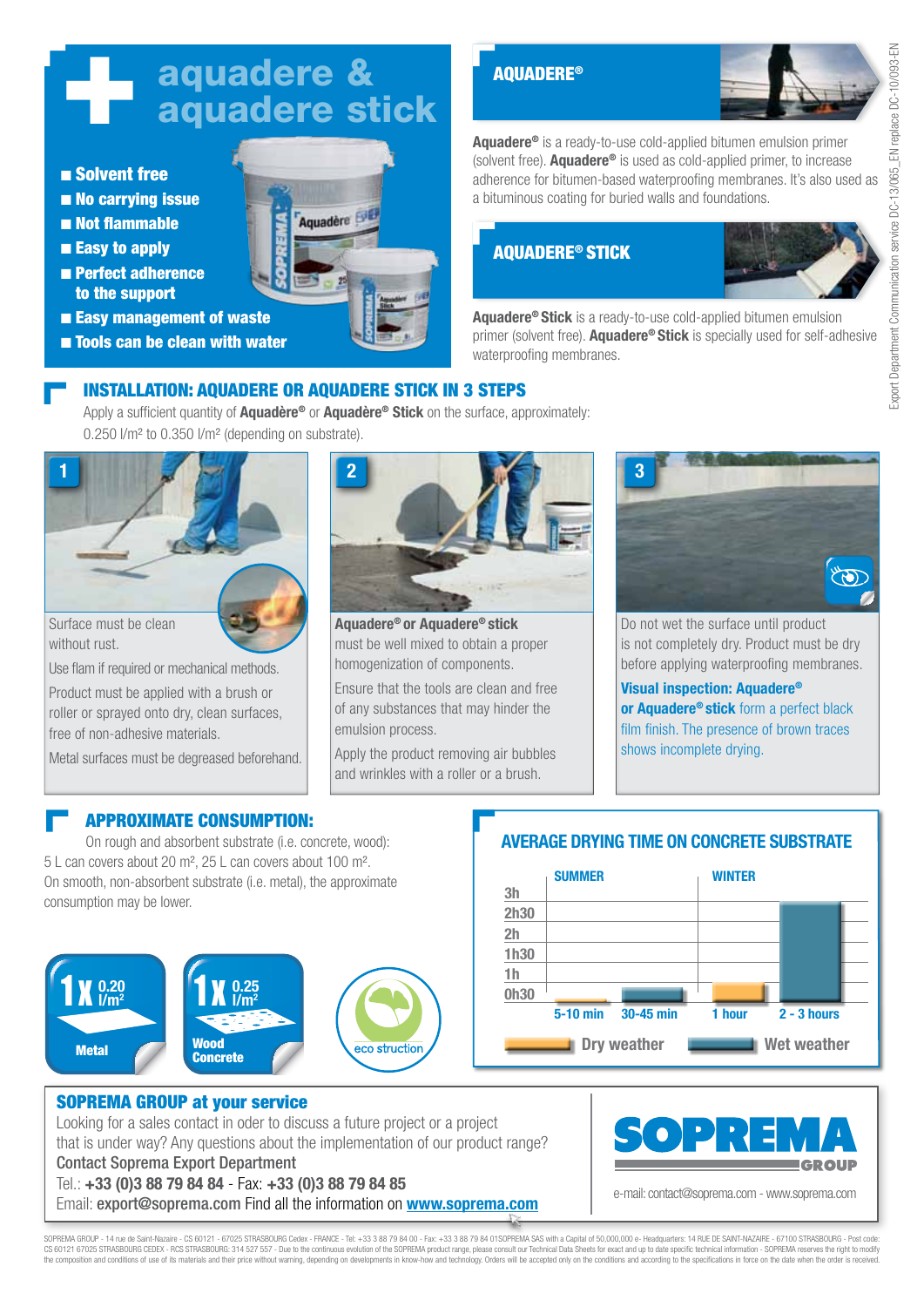# aquadere & aquadere stick

- Solvent free
- No carrying issue
- Not flammable
- Easy to apply
- Perfect adherence to the support
- Easy management of waste
- Tools can be clean with water

## AQUADERE®

**Aquadere®** is a ready-to-use cold-applied bitumen emulsion primer (solvent free). **Aquadere®** is used as cold-applied primer, to increase adherence for bitumen-based waterproofing membranes. It's also used as a bituminous coating for buried walls and foundations.

## AQUADERE® STICK

**Aquadere® Stick** is a ready-to-use cold-applied bitumen emulsion primer (solvent free). **Aquadere® Stick** is specially used for self-adhesive waterproofing membranes.

Export Department Communication service DC-13/065_EN replace DC-10/093-EN

## INSTALLATION: AQUADERE OR AQUADERE STICK IN 3 STEPS

Apply a sufficient quantity of **Aquadère®** or **Aquadère® Stick** on the surface, approximately: 0.250 l/m² to 0.350 l/m² (depending on substrate).

**1**

Surface must be clean without rust.

Use flam if required or mechanical methods.

Product must be applied with a brush or roller or sprayed onto dry, clean surfaces, free of non-adhesive materials.

Metal surfaces must be degreased beforehand.

**2**

**Aquadere® or Aquadere® stick** must be well mixed to obtain a proper homogenization of components.

Ensure that the tools are clean and free of any substances that may hinder the emulsion process.

Apply the product removing air bubbles and wrinkles with a roller or a brush.

**3**

Do not wet the surface until product is not completely dry. Product must be dry before applying waterproofing membranes.

**Visual inspection: Aquadere® or Aquadere® stick** form a perfect black film finish. The presence of brown traces shows incomplete drying.

## APPROXIMATE CONSUMPTION:

On rough and absorbent substrate (i.e. concrete, wood): 5 L can covers about 20 m², 25 L can covers about 100 m². On smooth, non-absorbent substrate (i.e. metal), the approximate consumption may be lower.

1X 0.20 l/m² Metal

1X 0.25 l/m² Wood Concrete

eco struction

## AVERAGE DRYING TIME ON CONCRETE SUBSTRATE

SUMMER
WINTER

3h
2h30
2h
1h30
1h
0h30

5-10 min
30-45 min
1 hour
2 - 3 hours

Dry weather
Wet weather

## SOPREMA GROUP at your service

Looking for a sales contact in oder to discuss a future project or a project that is under way? Any questions about the implementation of our product range?
Contact Soprema Export Department
Tel.: **+33 (0)3 88 79 84 84** - Fax: **+33 (0)3 88 79 84 85**
Email: **export@soprema.com** Find all the information on **www.soprema.com**

SOPREMA GROUP

e-mail: contact@soprema.com - www.soprema.com

SOPREMA GROUP - 14 rue de Saint-Nazaire - CS 60121 - 67025 STRASBOURG Cedex - FRANCE - Tel: +33 3 88 79 84 00 - Fax: +33 3 88 79 84 01SOPREMA SAS with a Capital of 50,000,000 e- Headquarters: 14 RUE DE SAINT-NAZAIRE - 67100 STRASBOURG - Post code: CS 60121 67025 STRASBOURG CEDEX - RCS STRASBOURG: 314 527 557 - Due to the continuous evolution of the SOPREMA product range, please consult our Technical Data Sheets for exact and up to date specific technical information - SOPREMA reserves the right to modify the composition and conditions of use of its materials and their price without warning, depending on developments in know-how and technology. Orders will be accepted only on the conditions and according to the specifications in force on the date when the order is received.